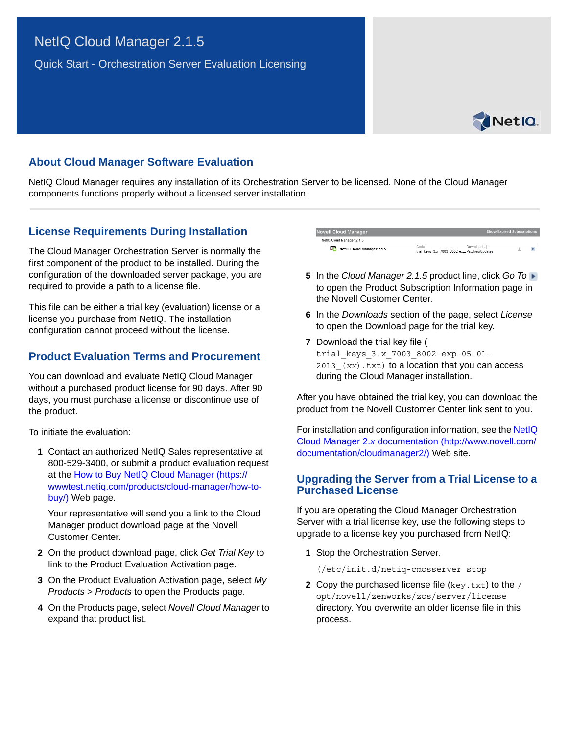# NetIQ Cloud Manager 2.1.5

Quick Start - Orchestration Server Evaluation Licensing

## About Cloud Manager Software Evaluation

NetIQ Cloud Manager requires any installation of its Orchestration Server to be licensed. None of the Cloud Manager components functions properly without a licensed server installation.

## License Requirements During Installation

The Cloud Manager Orchestration Server is normally the first component of the product to be installed. During the configuration of the downloaded server package, you are required to provide a path to a license file.

This file can be either a trial key (evaluation) license or a license you purchase from NetIQ. The installation configuration cannot proceed without the license.

## Product Evaluation Terms and Procurement

You can download and evaluate NetIQ Cloud Manager without a purchased product license for 90 days. After 90 days, you must purchase a license or discontinue use of the product.

To initiate the evaluation:

1. Contact an authorized NetIQ Sales representative at 800-529-3400, or submit a product evaluation request at the How to Buy NetIQ Cloud Manager (https://wwwtest.netiq.com/products/cloud-manager/how-to-buy/) Web page.

   Your representative will send you a link to the Cloud Manager product download page at the Novell Customer Center.

2. On the product download page, click *Get Trial Key* to link to the Product Evaluation Activation page.
3. On the Product Evaluation Activation page, select *My Products* > *Products* to open the Products page.
4. On the Products page, select *Novell Cloud Manager* to expand that product list.
5. In the *Cloud Manager 2.1.5* product line, click *Go To* to open the Product Subscription Information page in the Novell Customer Center.
6. In the *Downloads* section of the page, select *License* to open the Download page for the trial key.
7. Download the trial key file ( `trial_keys_3.x_7003_8002-exp-05-01-2013_(xx).txt`) to a location that you can access during the Cloud Manager installation.

After you have obtained the trial key, you can download the product from the Novell Customer Center link sent to you.

For installation and configuration information, see the NetIQ Cloud Manager 2.x documentation (http://www.novell.com/documentation/cloudmanager2/) Web site.

## Upgrading the Server from a Trial License to a Purchased License

If you are operating the Cloud Manager Orchestration Server with a trial license key, use the following steps to upgrade to a license key you purchased from NetIQ:

1. Stop the Orchestration Server.

   `(/etc/init.d/netiq-cmosserver stop`

2. Copy the purchased license file (`key.txt`) to the `/opt/novell/zenworks/zos/server/license` directory. You overwrite an older license file in this process.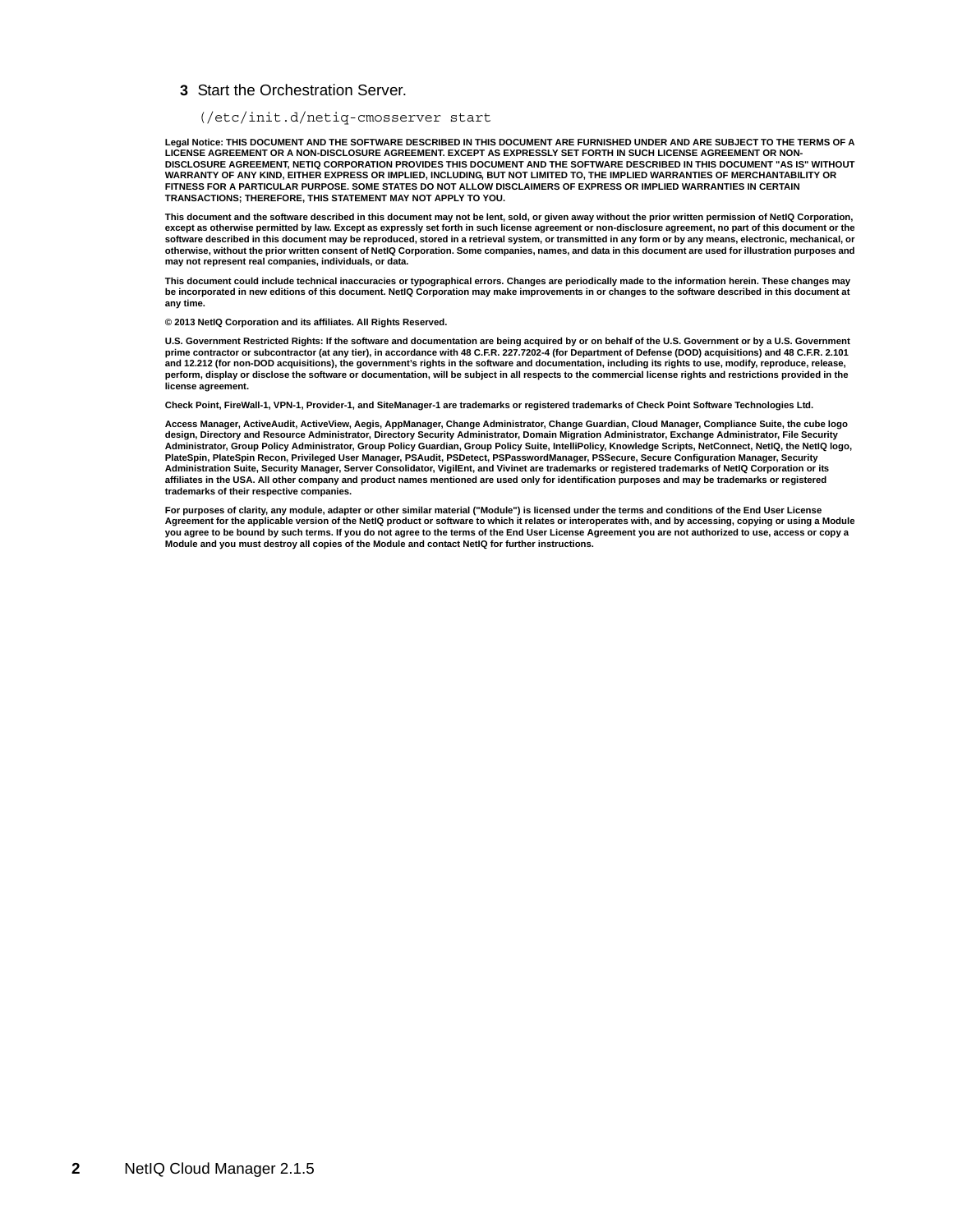3 Start the Orchestration Server.

```
(/etc/init.d/netiq-cmosserver start
```

**Legal Notice: THIS DOCUMENT AND THE SOFTWARE DESCRIBED IN THIS DOCUMENT ARE FURNISHED UNDER AND ARE SUBJECT TO THE TERMS OF A LICENSE AGREEMENT OR A NON-DISCLOSURE AGREEMENT. EXCEPT AS EXPRESSLY SET FORTH IN SUCH LICENSE AGREEMENT OR NON-DISCLOSURE AGREEMENT, NETIQ CORPORATION PROVIDES THIS DOCUMENT AND THE SOFTWARE DESCRIBED IN THIS DOCUMENT "AS IS" WITHOUT WARRANTY OF ANY KIND, EITHER EXPRESS OR IMPLIED, INCLUDING, BUT NOT LIMITED TO, THE IMPLIED WARRANTIES OF MERCHANTABILITY OR FITNESS FOR A PARTICULAR PURPOSE. SOME STATES DO NOT ALLOW DISCLAIMERS OF EXPRESS OR IMPLIED WARRANTIES IN CERTAIN TRANSACTIONS; THEREFORE, THIS STATEMENT MAY NOT APPLY TO YOU.**

**This document and the software described in this document may not be lent, sold, or given away without the prior written permission of NetIQ Corporation, except as otherwise permitted by law. Except as expressly set forth in such license agreement or non-disclosure agreement, no part of this document or the software described in this document may be reproduced, stored in a retrieval system, or transmitted in any form or by any means, electronic, mechanical, or otherwise, without the prior written consent of NetIQ Corporation. Some companies, names, and data in this document are used for illustration purposes and may not represent real companies, individuals, or data.**

**This document could include technical inaccuracies or typographical errors. Changes are periodically made to the information herein. These changes may be incorporated in new editions of this document. NetIQ Corporation may make improvements in or changes to the software described in this document at any time.**

**© 2013 NetIQ Corporation and its affiliates. All Rights Reserved.**

**U.S. Government Restricted Rights: If the software and documentation are being acquired by or on behalf of the U.S. Government or by a U.S. Government prime contractor or subcontractor (at any tier), in accordance with 48 C.F.R. 227.7202-4 (for Department of Defense (DOD) acquisitions) and 48 C.F.R. 2.101 and 12.212 (for non-DOD acquisitions), the government's rights in the software and documentation, including its rights to use, modify, reproduce, release, perform, display or disclose the software or documentation, will be subject in all respects to the commercial license rights and restrictions provided in the license agreement.**

**Check Point, FireWall-1, VPN-1, Provider-1, and SiteManager-1 are trademarks or registered trademarks of Check Point Software Technologies Ltd.**

**Access Manager, ActiveAudit, ActiveView, Aegis, AppManager, Change Administrator, Change Guardian, Cloud Manager, Compliance Suite, the cube logo design, Directory and Resource Administrator, Directory Security Administrator, Domain Migration Administrator, Exchange Administrator, File Security Administrator, Group Policy Administrator, Group Policy Guardian, Group Policy Suite, IntelliPolicy, Knowledge Scripts, NetConnect, NetIQ, the NetIQ logo, PlateSpin, PlateSpin Recon, Privileged User Manager, PSAudit, PSDetect, PSPasswordManager, PSSecure, Secure Configuration Manager, Security Administration Suite, Security Manager, Server Consolidator, VigilEnt, and Vivinet are trademarks or registered trademarks of NetIQ Corporation or its affiliates in the USA. All other company and product names mentioned are used only for identification purposes and may be trademarks or registered trademarks of their respective companies.**

**For purposes of clarity, any module, adapter or other similar material ("Module") is licensed under the terms and conditions of the End User License Agreement for the applicable version of the NetIQ product or software to which it relates or interoperates with, and by accessing, copying or using a Module you agree to be bound by such terms. If you do not agree to the terms of the End User License Agreement you are not authorized to use, access or copy a Module and you must destroy all copies of the Module and contact NetIQ for further instructions.**